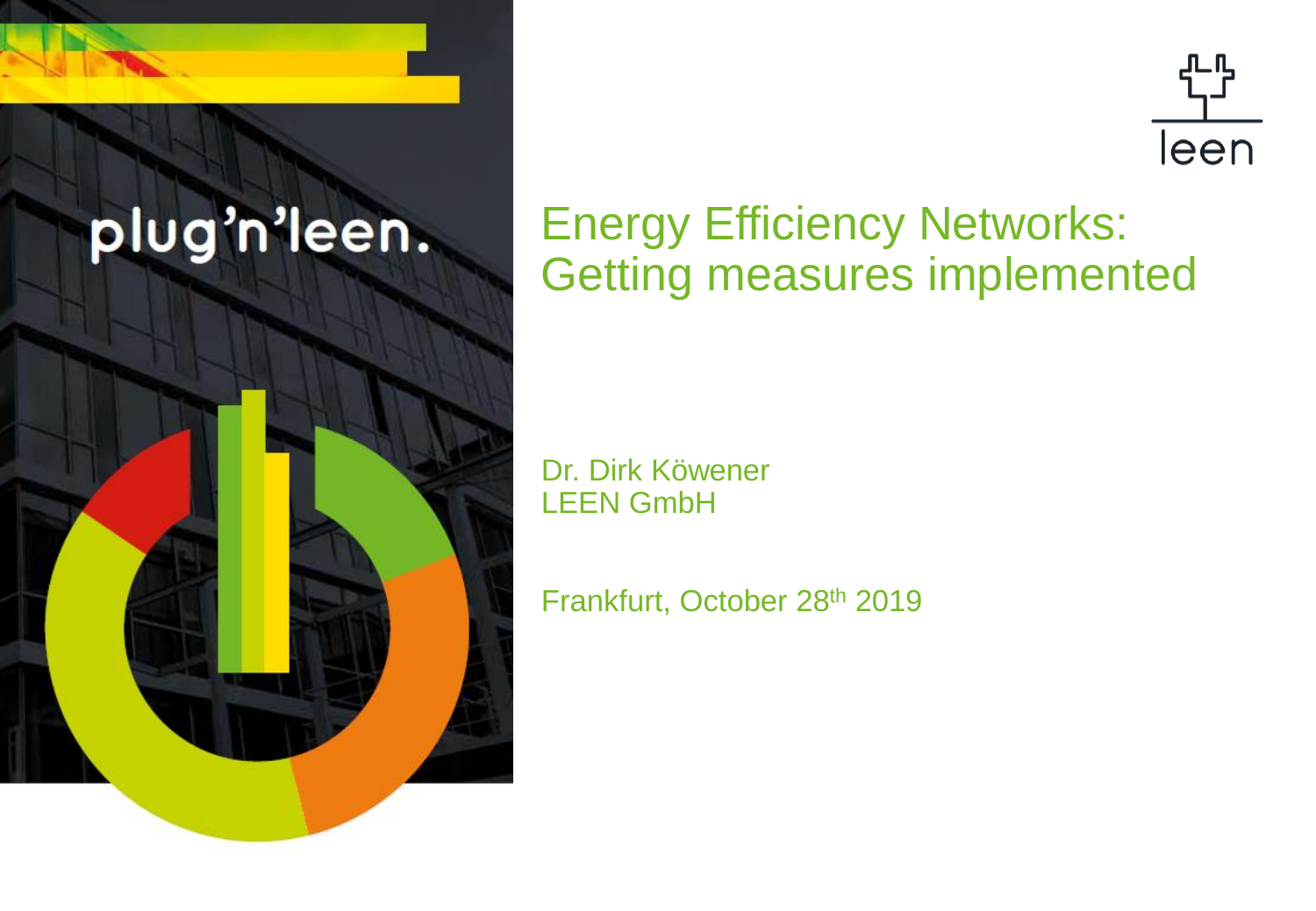plug'n'leen.

leen

# Energy Efficiency Networks: Getting measures implemented

Dr. Dirk Köwener
LEEN GmbH

Frankfurt, October 28th 2019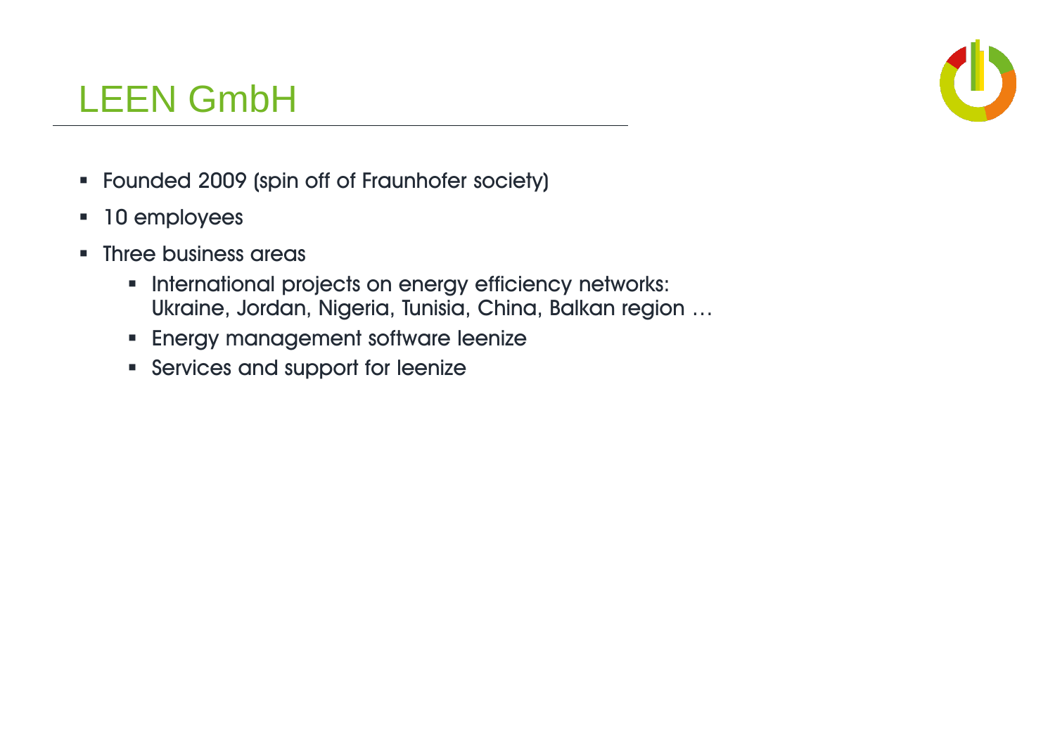# LEEN GmbH

- Founded 2009 (spin off of Fraunhofer society)
- 10 employees
- Three business areas
  - International projects on energy efficiency networks: Ukraine, Jordan, Nigeria, Tunisia, China, Balkan region …
  - Energy management software leenize
  - Services and support for leenize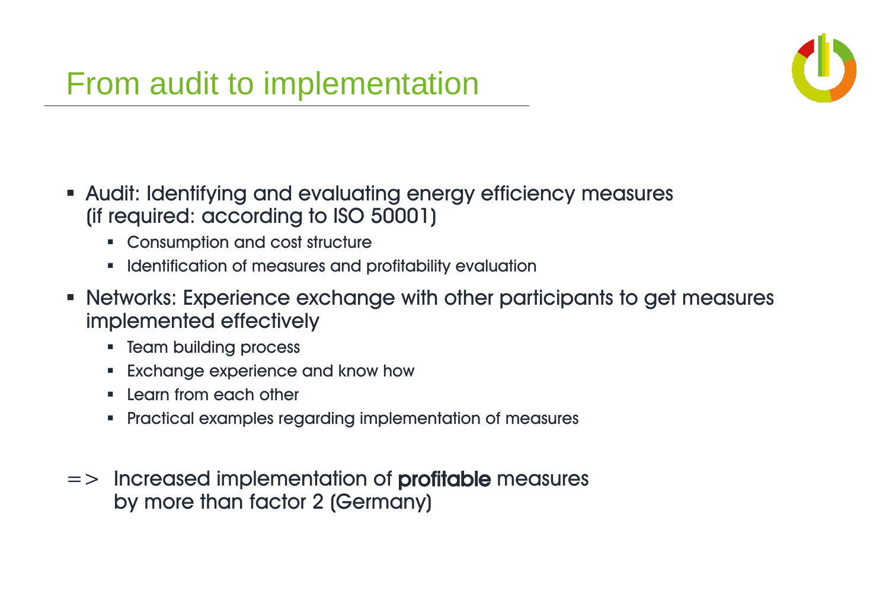# From audit to implementation

- Audit: Identifying and evaluating energy efficiency measures (if required: according to ISO 50001)
  - Consumption and cost structure
  - Identification of measures and profitability evaluation
- Networks: Experience exchange with other participants to get measures implemented effectively
  - Team building process
  - Exchange experience and know how
  - Learn from each other
  - Practical examples regarding implementation of measures

=> Increased implementation of **profitable** measures by more than factor 2 (Germany)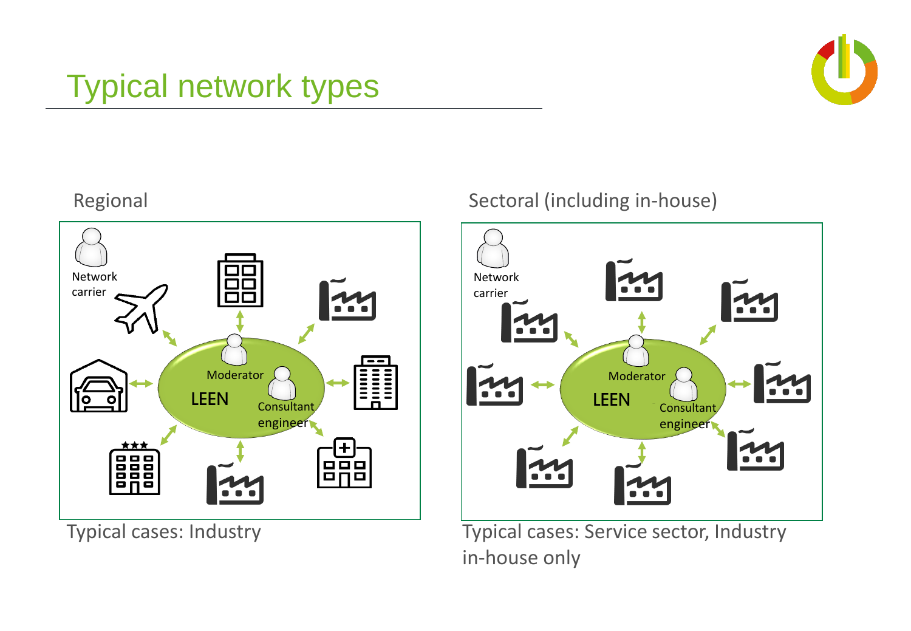# Typical network types

## Regional

Network carrier

Moderator

LEEN

Consultant engineer

Typical cases: Industry

## Sectoral (including in-house)

Network carrier

Moderator

LEEN

Consultant engineer

Typical cases: Service sector, Industry in-house only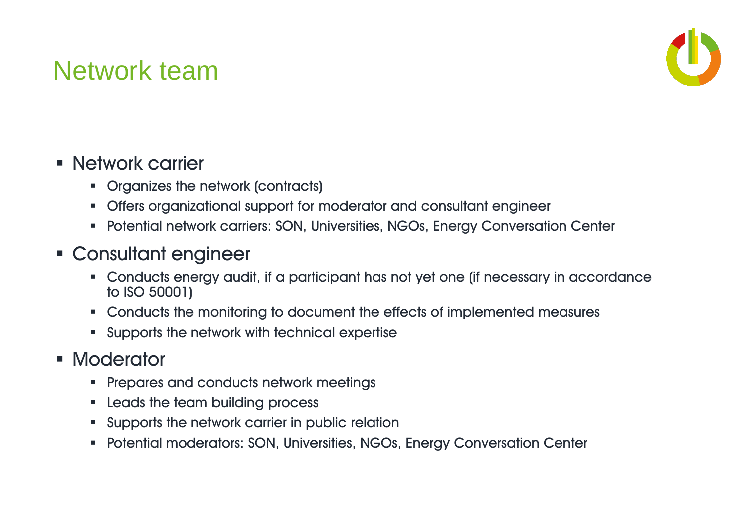# Network team

- Network carrier
  - Organizes the network (contracts)
  - Offers organizational support for moderator and consultant engineer
  - Potential network carriers: SON, Universities, NGOs, Energy Conversation Center
- Consultant engineer
  - Conducts energy audit, if a participant has not yet one (if necessary in accordance to ISO 50001)
  - Conducts the monitoring to document the effects of implemented measures
  - Supports the network with technical expertise
- Moderator
  - Prepares and conducts network meetings
  - Leads the team building process
  - Supports the network carrier in public relation
  - Potential moderators: SON, Universities, NGOs, Energy Conversation Center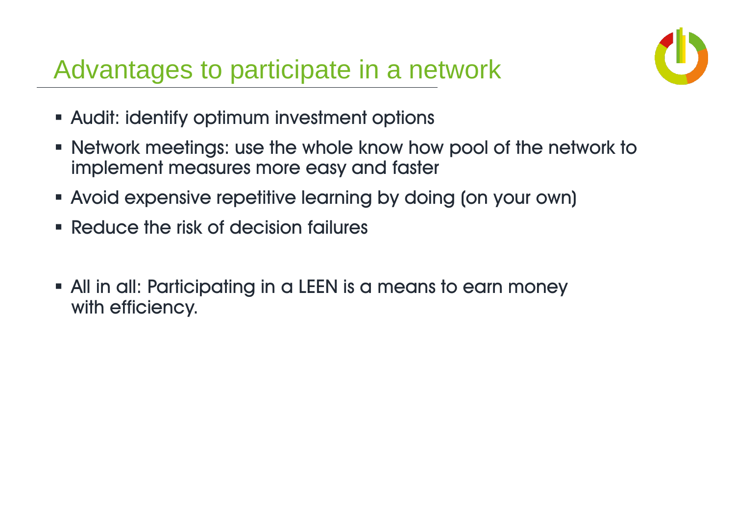# Advantages to participate in a network

- Audit: identify optimum investment options
- Network meetings: use the whole know how pool of the network to implement measures more easy and faster
- Avoid expensive repetitive learning by doing (on your own)
- Reduce the risk of decision failures

- All in all: Participating in a LEEN is a means to earn money with efficiency.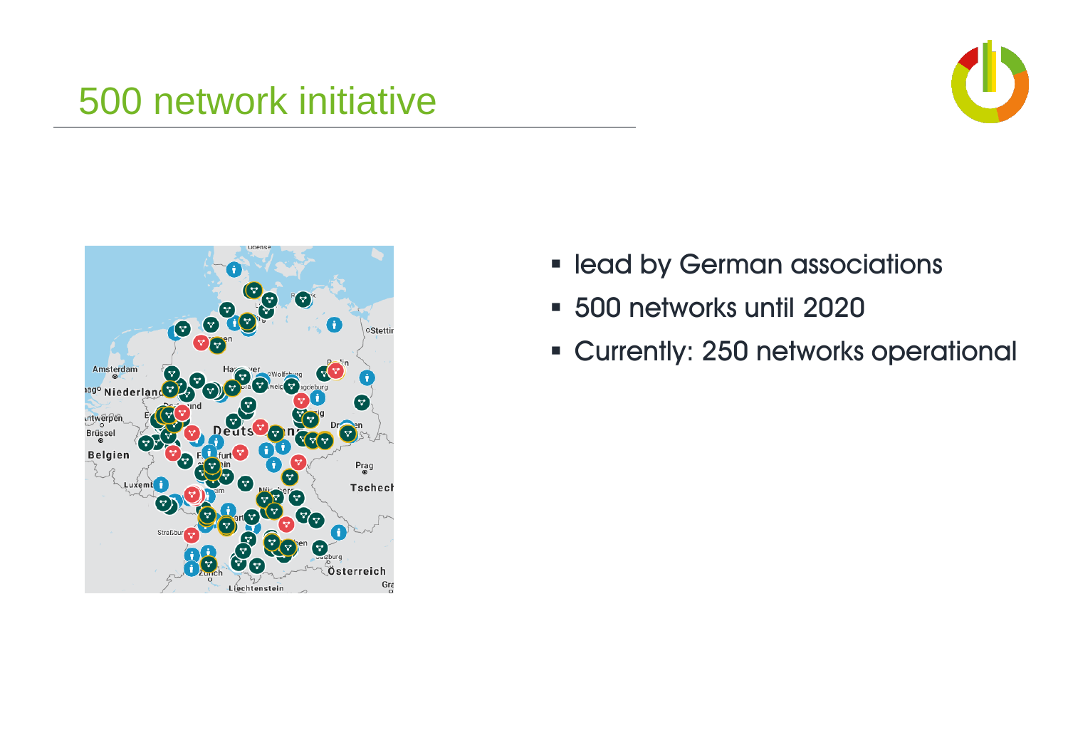# 500 network initiative

- lead by German associations
- 500 networks until 2020
- Currently: 250 networks operational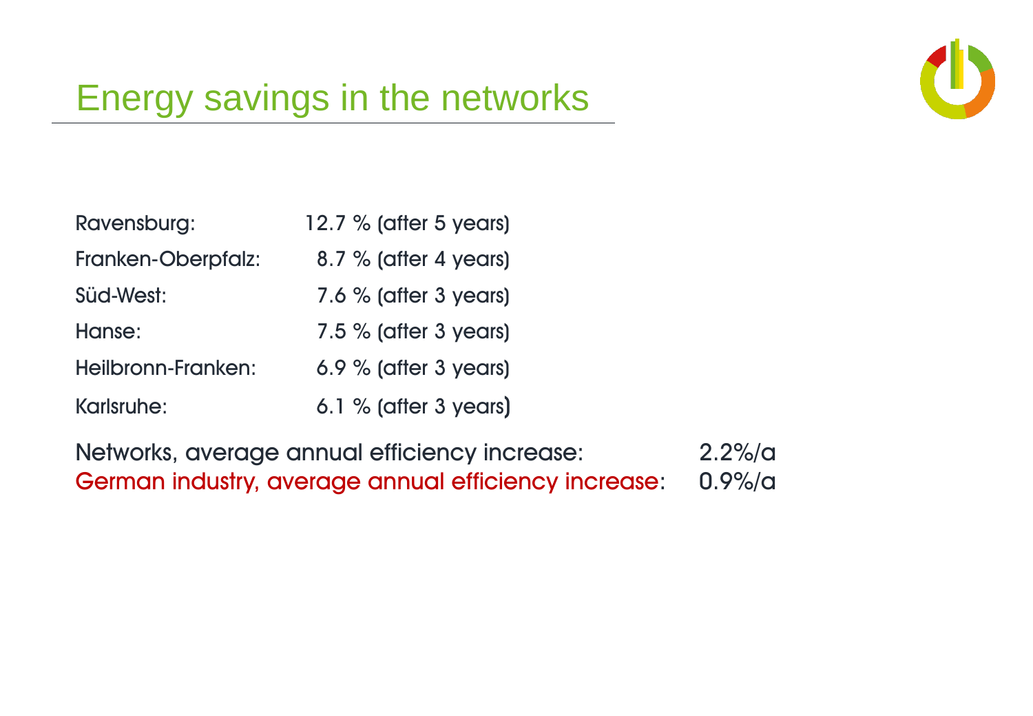# Energy savings in the networks

| | |
|---|---|
| Ravensburg: | 12.7 % (after 5 years) |
| Franken-Oberpfalz: | 8.7 % (after 4 years) |
| Süd-West: | 7.6 % (after 3 years) |
| Hanse: | 7.5 % (after 3 years) |
| Heilbronn-Franken: | 6.9 % (after 3 years) |
| Karlsruhe: | 6.1 % (after 3 years) |

Networks, average annual efficiency increase: 2.2%/a

German industry, average annual efficiency increase: 0.9%/a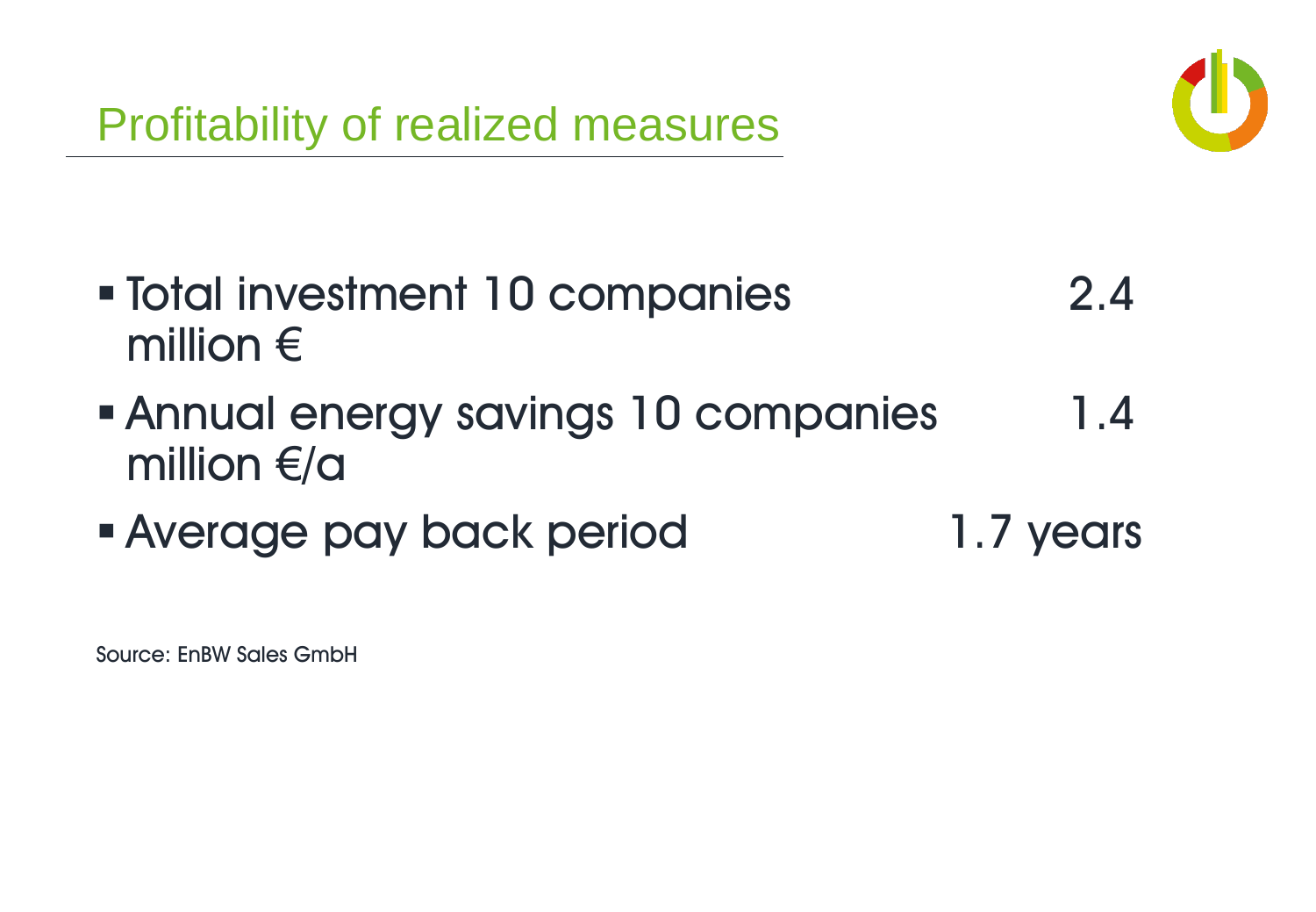# Profitability of realized measures

- Total investment 10 companies 2.4 million €
- Annual energy savings 10 companies 1.4 million €/a
- Average pay back period 1.7 years

Source: EnBW Sales GmbH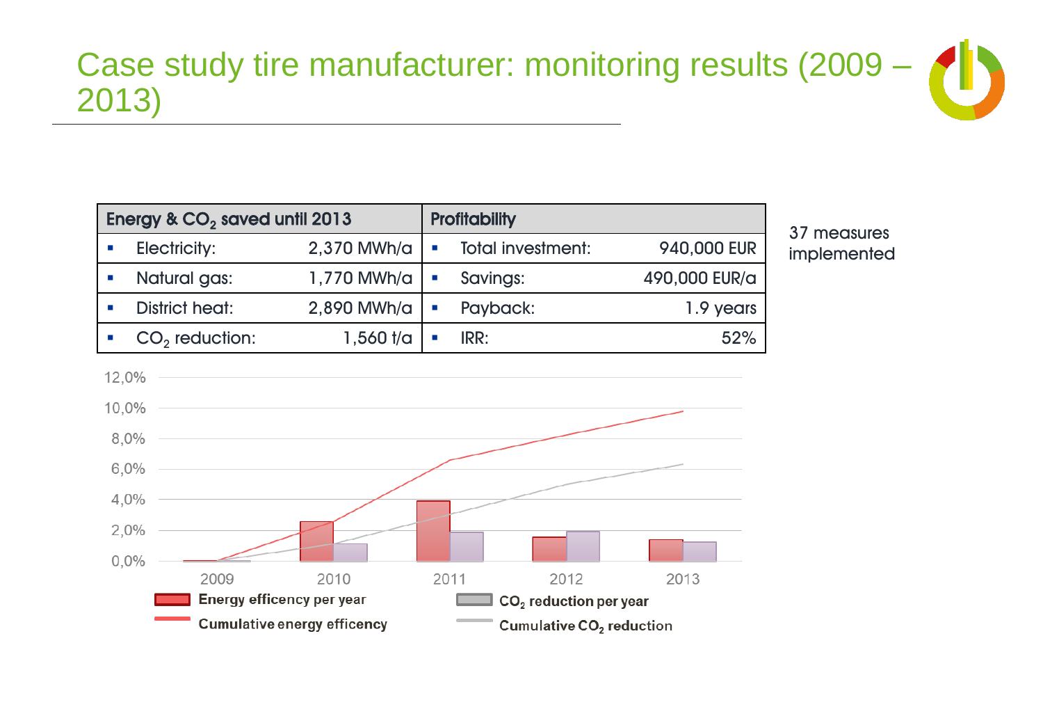# Case study tire manufacturer: monitoring results (2009 – 2013)

| Energy & $CO_2$ saved until 2013 | | Profitability | |
|---|---|---|---|
| ▪ Electricity: | 2,370 MWh/a | ▪ Total investment: | 940,000 EUR |
| ▪ Natural gas: | 1,770 MWh/a | ▪ Savings: | 490,000 EUR/a |
| ▪ District heat: | 2,890 MWh/a | ▪ Payback: | 1.9 years |
| ▪ $CO_2$ reduction: | 1,560 t/a | ▪ IRR: | 52% |

37 measures implemented

12,0%
10,0%
8,0%
6,0%
4,0%
2,0%
0,0%

2009 2010 2011 2012 2013

Energy efficency per year

Cumulative energy efficency

$CO_2$ reduction per year

Cumulative $CO_2$ reduction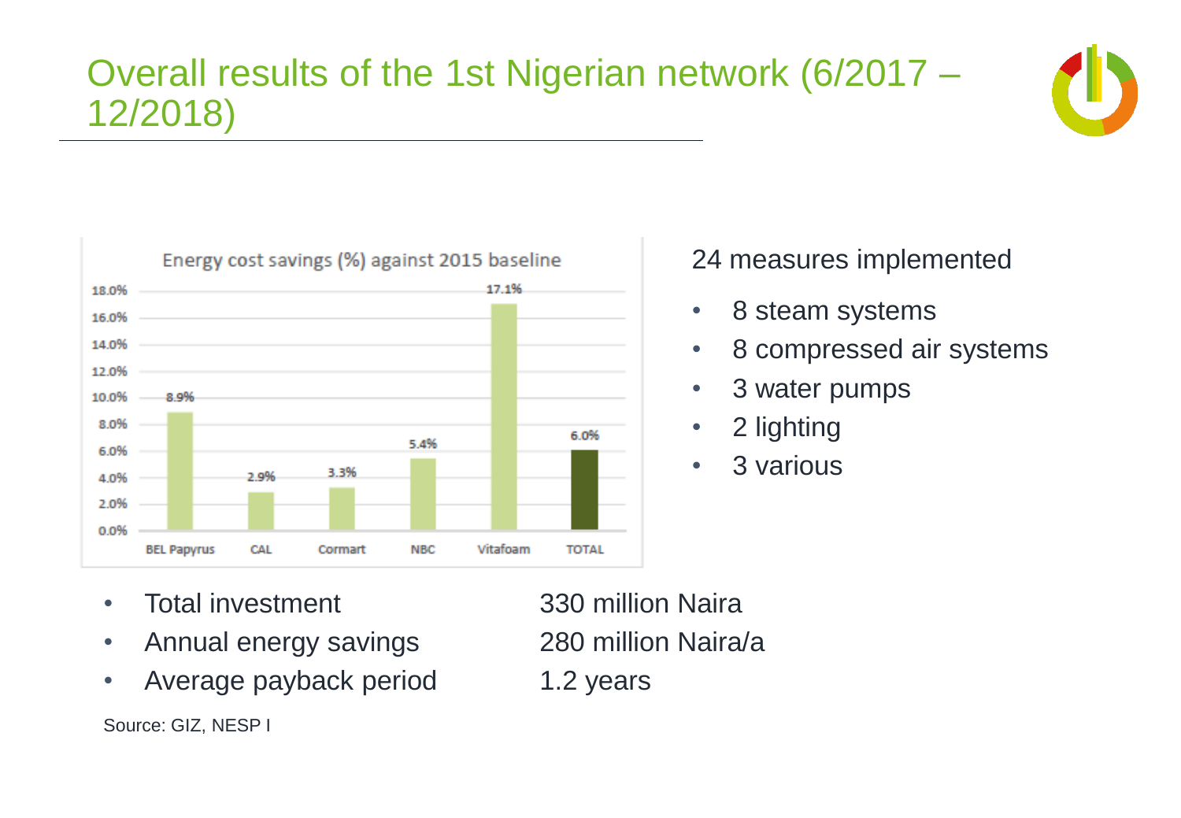# Overall results of the 1st Nigerian network (6/2017 – 12/2018)

Energy cost savings (%) against 2015 baseline

| Company | Energy cost savings (%) |
|---|---|
| BEL Papyrus | 8.9% |
| CAL | 2.9% |
| Cormart | 3.3% |
| NBC | 5.4% |
| Vitafoam | 17.1% |
| TOTAL | 6.0% |

24 measures implemented

- 8 steam systems
- 8 compressed air systems
- 3 water pumps
- 2 lighting
- 3 various

- Total investment — 330 million Naira
- Annual energy savings — 280 million Naira/a
- Average payback period — 1.2 years

Source: GIZ, NESP I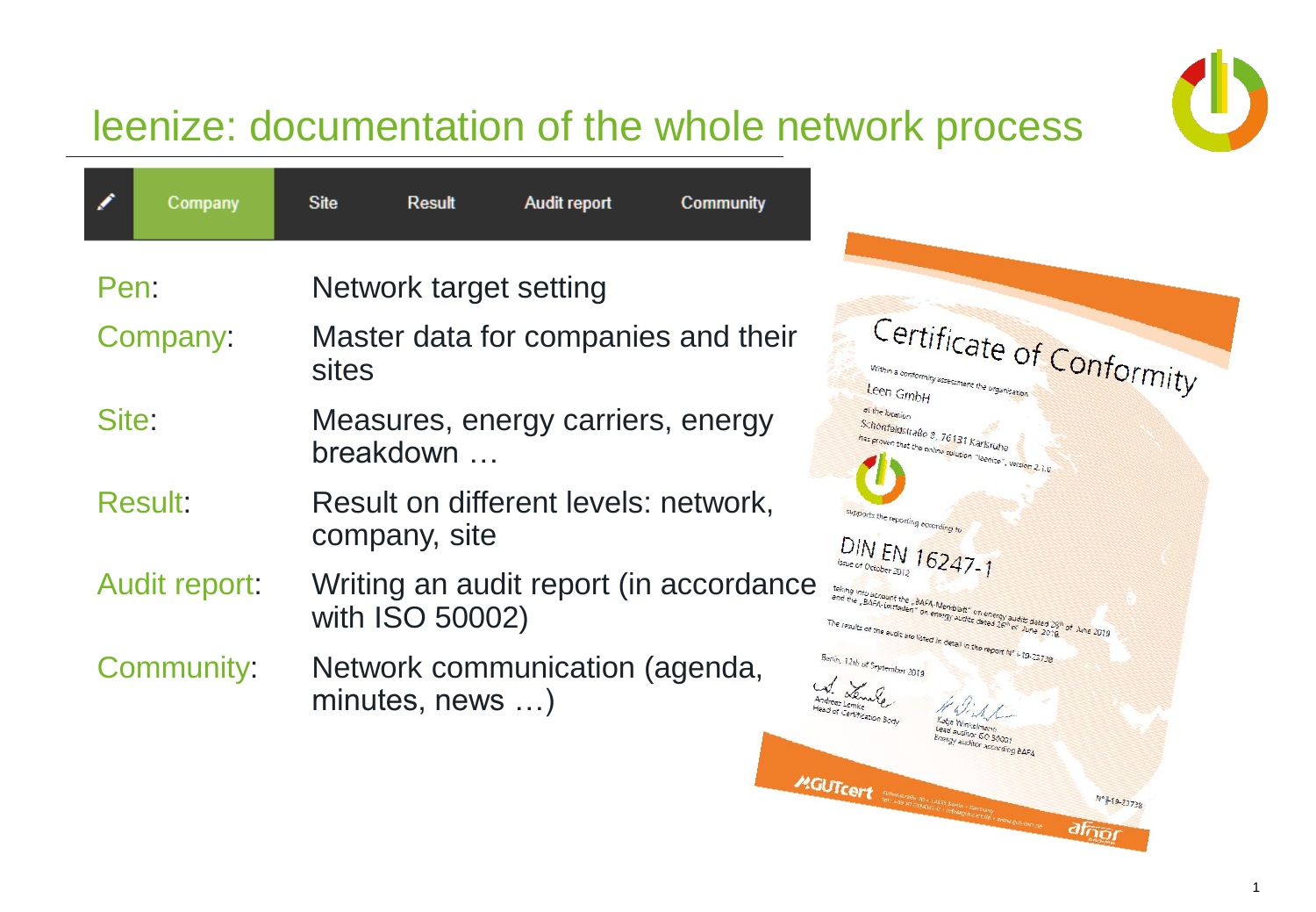# leenize: documentation of the whole network process

| Company | Site | Result | Audit report | Community |
|---|---|---|---|---|

| | |
|---|---|
| Pen: | Network target setting |
| Company: | Master data for companies and their sites |
| Site: | Measures, energy carriers, energy breakdown … |
| Result: | Result on different levels: network, company, site |
| Audit report: | Writing an audit report (in accordance with ISO 50002) |
| Community: | Network communication (agenda, minutes, news …) |

**Certificate of Conformity**

Within a conformity assessment the organisation

Leen GmbH

at the location

Schönfeldstraße 8, 76131 Karlsruhe

has proven that the online solution "leenize", version 2.1.0

supports the reporting according to

DIN EN 16247-1

Issue of October 2012

taking into account the „BAFA-Merkblatt" on energy audits dated 26th of June 2019 and the „BAFA-Leitfaden" on energy audits dated 26th of June 2018.

The results of the audit are listed in detail in the report N° I-19-23728

Berlin, 12th of September 2019

Andreas Lemke
Head of Certification Body

Katja Winkelmann
Lead auditor ISO 50001
Energy auditor according BAFA

GUTcert

N° I-19-23728

afnor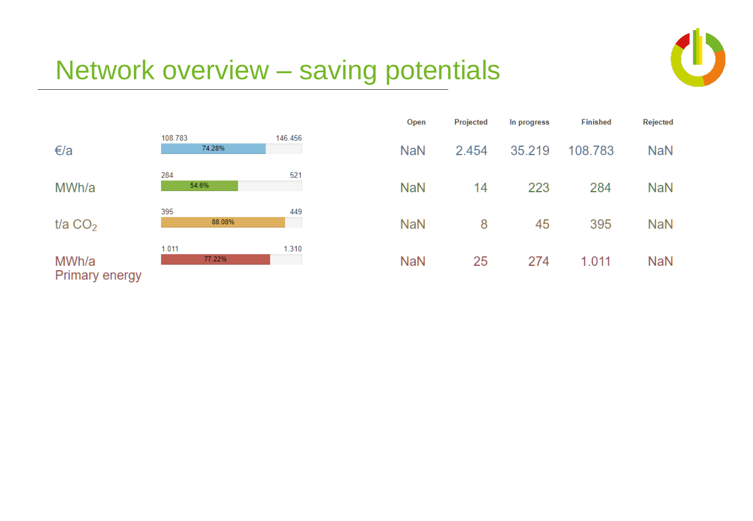# Network overview – saving potentials

| | Progress | Open | Projected | In progress | Finished | Rejected |
|---|---|---|---|---|---|---|
| €/a | 108.783 / 146.456 (74.28%) | NaN | 2.454 | 35.219 | 108.783 | NaN |
| MWh/a | 284 / 521 (54.6%) | NaN | 14 | 223 | 284 | NaN |
| t/a $CO_2$ | 395 / 449 (88.08%) | NaN | 8 | 45 | 395 | NaN |
| MWh/a Primary energy | 1.011 / 1.310 (77.22%) | NaN | 25 | 274 | 1.011 | NaN |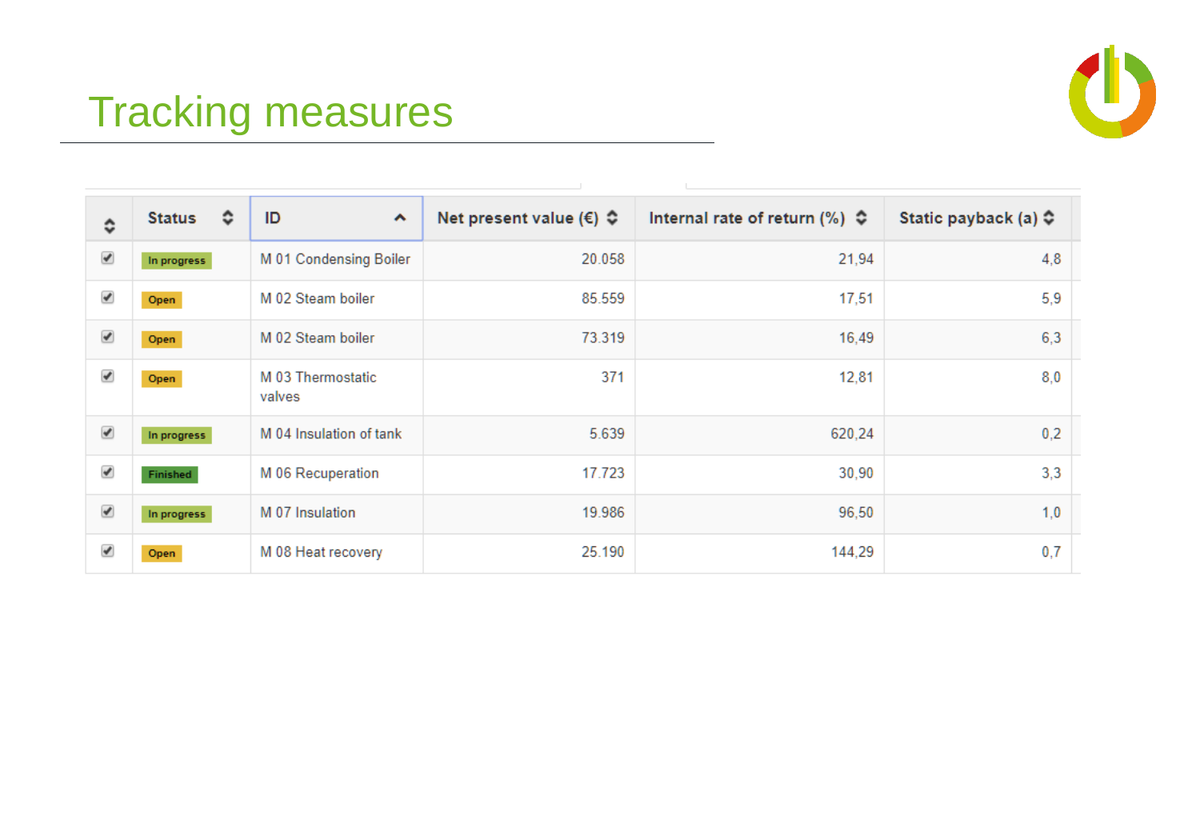# Tracking measures

| | Status | ID | Net present value (€) | Internal rate of return (%) | Static payback (a) |
|---|---|---|---|---|---|
| ✔ | In progress | M 01 Condensing Boiler | 20.058 | 21,94 | 4,8 |
| ✔ | Open | M 02 Steam boiler | 85.559 | 17,51 | 5,9 |
| ✔ | Open | M 02 Steam boiler | 73.319 | 16,49 | 6,3 |
| ✔ | Open | M 03 Thermostatic valves | 371 | 12,81 | 8,0 |
| ✔ | In progress | M 04 Insulation of tank | 5.639 | 620,24 | 0,2 |
| ✔ | Finished | M 06 Recuperation | 17.723 | 30,90 | 3,3 |
| ✔ | In progress | M 07 Insulation | 19.986 | 96,50 | 1,0 |
| ✔ | Open | M 08 Heat recovery | 25.190 | 144,29 | 0,7 |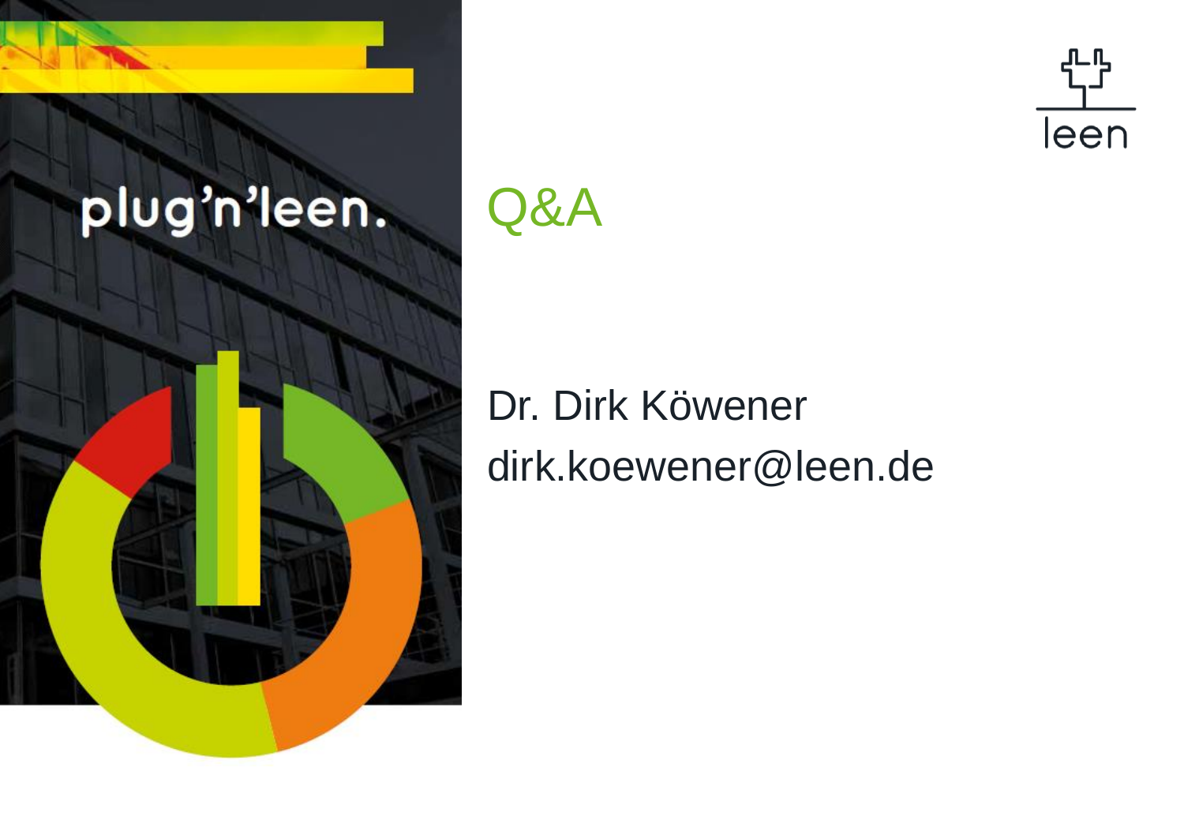# Q&A

Dr. Dirk Köwener

dirk.koewener@leen.de